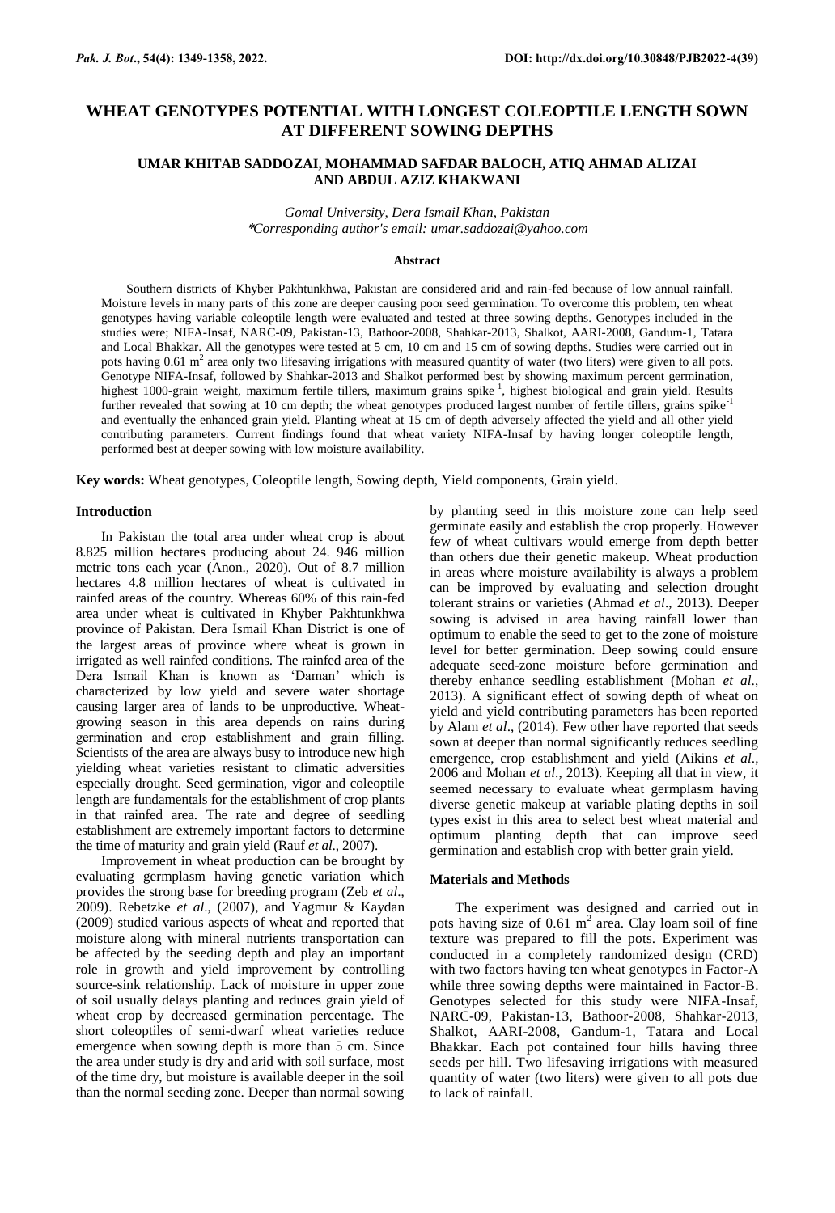# WHEAT GENOTYPES POTENTIAL WITH LONGEST COLEOPTILE LENGTH SOWN AT DIFFERENT SOWING DEPTHS

### UMAR KHITAB SADDOZAI, MOHAMMAD SAFDAR BALOCH, ATIQ AHMAD ALIZAI AND ABDUL AZIZ KHAKWANI

*Gomal University, Dera Ismail Khan, Pakistan*
*\*Corresponding author's email: umar.saddozai@yahoo.com*

#### Abstract

Southern districts of Khyber Pakhtunkhwa, Pakistan are considered arid and rain-fed because of low annual rainfall. Moisture levels in many parts of this zone are deeper causing poor seed germination. To overcome this problem, ten wheat genotypes having variable coleoptile length were evaluated and tested at three sowing depths. Genotypes included in the studies were; NIFA-Insaf, NARC-09, Pakistan-13, Bathoor-2008, Shahkar-2013, Shalkot, AARI-2008, Gandum-1, Tatara and Local Bhakkar. All the genotypes were tested at 5 cm, 10 cm and 15 cm of sowing depths. Studies were carried out in pots having 0.61 $m^2$ area only two lifesaving irrigations with measured quantity of water (two liters) were given to all pots. Genotype NIFA-Insaf, followed by Shahkar-2013 and Shalkot performed best by showing maximum percent germination, highest 1000-grain weight, maximum fertile tillers, maximum grains $spike^{-1}$, highest biological and grain yield. Results further revealed that sowing at 10 cm depth; the wheat genotypes produced largest number of fertile tillers, grains $spike^{-1}$ and eventually the enhanced grain yield. Planting wheat at 15 cm of depth adversely affected the yield and all other yield contributing parameters. Current findings found that wheat variety NIFA-Insaf by having longer coleoptile length, performed best at deeper sowing with low moisture availability.

**Key words:** Wheat genotypes, Coleoptile length, Sowing depth, Yield components, Grain yield.

## Introduction

In Pakistan the total area under wheat crop is about 8.825 million hectares producing about 24. 946 million metric tons each year (Anon., 2020). Out of 8.7 million hectares 4.8 million hectares of wheat is cultivated in rainfed areas of the country. Whereas 60% of this rain-fed area under wheat is cultivated in Khyber Pakhtunkhwa province of Pakistan. Dera Ismail Khan District is one of the largest areas of province where wheat is grown in irrigated as well rainfed conditions. The rainfed area of the Dera Ismail Khan is known as 'Daman' which is characterized by low yield and severe water shortage causing larger area of lands to be unproductive. Wheat-growing season in this area depends on rains during germination and crop establishment and grain filling. Scientists of the area are always busy to introduce new high yielding wheat varieties resistant to climatic adversities especially drought. Seed germination, vigor and coleoptile length are fundamentals for the establishment of crop plants in that rainfed area. The rate and degree of seedling establishment are extremely important factors to determine the time of maturity and grain yield (Rauf *et al*., 2007).

Improvement in wheat production can be brought by evaluating germplasm having genetic variation which provides the strong base for breeding program (Zeb *et al*., 2009). Rebetzke *et al*., (2007), and Yagmur & Kaydan (2009) studied various aspects of wheat and reported that moisture along with mineral nutrients transportation can be affected by the seeding depth and play an important role in growth and yield improvement by controlling source-sink relationship. Lack of moisture in upper zone of soil usually delays planting and reduces grain yield of wheat crop by decreased germination percentage. The short coleoptiles of semi-dwarf wheat varieties reduce emergence when sowing depth is more than 5 cm. Since the area under study is dry and arid with soil surface, most of the time dry, but moisture is available deeper in the soil than the normal seeding zone. Deeper than normal sowing by planting seed in this moisture zone can help seed germinate easily and establish the crop properly. However few of wheat cultivars would emerge from depth better than others due their genetic makeup. Wheat production in areas where moisture availability is always a problem can be improved by evaluating and selection drought tolerant strains or varieties (Ahmad *et al*., 2013). Deeper sowing is advised in area having rainfall lower than optimum to enable the seed to get to the zone of moisture level for better germination. Deep sowing could ensure adequate seed-zone moisture before germination and thereby enhance seedling establishment (Mohan *et al*., 2013). A significant effect of sowing depth of wheat on yield and yield contributing parameters has been reported by Alam *et al*., (2014). Few other have reported that seeds sown at deeper than normal significantly reduces seedling emergence, crop establishment and yield (Aikins *et al*., 2006 and Mohan *et al*., 2013). Keeping all that in view, it seemed necessary to evaluate wheat germplasm having diverse genetic makeup at variable plating depths in soil types exist in this area to select best wheat material and optimum planting depth that can improve seed germination and establish crop with better grain yield.

## Materials and Methods

The experiment was designed and carried out in pots having size of 0.61 $m^2$ area. Clay loam soil of fine texture was prepared to fill the pots. Experiment was conducted in a completely randomized design (CRD) with two factors having ten wheat genotypes in Factor-A while three sowing depths were maintained in Factor-B. Genotypes selected for this study were NIFA-Insaf, NARC-09, Pakistan-13, Bathoor-2008, Shahkar-2013, Shalkot, AARI-2008, Gandum-1, Tatara and Local Bhakkar. Each pot contained four hills having three seeds per hill. Two lifesaving irrigations with measured quantity of water (two liters) were given to all pots due to lack of rainfall.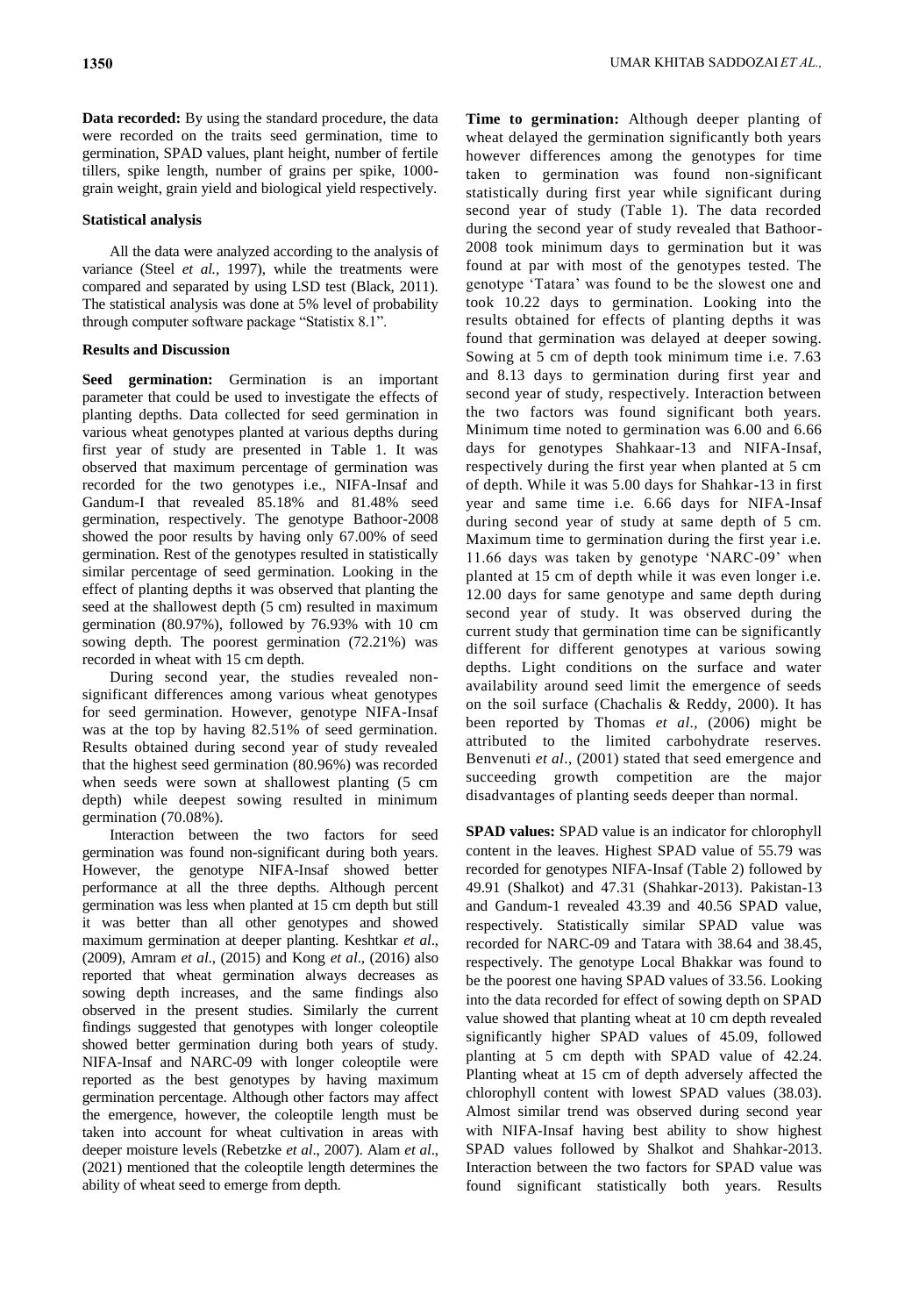**Data recorded:** By using the standard procedure, the data were recorded on the traits seed germination, time to germination, SPAD values, plant height, number of fertile tillers, spike length, number of grains per spike, 1000-grain weight, grain yield and biological yield respectively.

### Statistical analysis

All the data were analyzed according to the analysis of variance (Steel *et al.*, 1997), while the treatments were compared and separated by using LSD test (Black, 2011). The statistical analysis was done at 5% level of probability through computer software package "Statistix 8.1".

### Results and Discussion

**Seed germination:** Germination is an important parameter that could be used to investigate the effects of planting depths. Data collected for seed germination in various wheat genotypes planted at various depths during first year of study are presented in Table 1. It was observed that maximum percentage of germination was recorded for the two genotypes i.e., NIFA-Insaf and Gandum-I that revealed 85.18% and 81.48% seed germination, respectively. The genotype Bathoor-2008 showed the poor results by having only 67.00% of seed germination. Rest of the genotypes resulted in statistically similar percentage of seed germination. Looking in the effect of planting depths it was observed that planting the seed at the shallowest depth (5 cm) resulted in maximum germination (80.97%), followed by 76.93% with 10 cm sowing depth. The poorest germination (72.21%) was recorded in wheat with 15 cm depth.

During second year, the studies revealed non-significant differences among various wheat genotypes for seed germination. However, genotype NIFA-Insaf was at the top by having 82.51% of seed germination. Results obtained during second year of study revealed that the highest seed germination (80.96%) was recorded when seeds were sown at shallowest planting (5 cm depth) while deepest sowing resulted in minimum germination (70.08%).

Interaction between the two factors for seed germination was found non-significant during both years. However, the genotype NIFA-Insaf showed better performance at all the three depths. Although percent germination was less when planted at 15 cm depth but still it was better than all other genotypes and showed maximum germination at deeper planting. Keshtkar *et al*., (2009), Amram *et al*., (2015) and Kong *et al*., (2016) also reported that wheat germination always decreases as sowing depth increases, and the same findings also observed in the present studies. Similarly the current findings suggested that genotypes with longer coleoptile showed better germination during both years of study. NIFA-Insaf and NARC-09 with longer coleoptile were reported as the best genotypes by having maximum germination percentage. Although other factors may affect the emergence, however, the coleoptile length must be taken into account for wheat cultivation in areas with deeper moisture levels (Rebetzke *et al*., 2007). Alam *et al*., (2021) mentioned that the coleoptile length determines the ability of wheat seed to emerge from depth.

**Time to germination:** Although deeper planting of wheat delayed the germination significantly both years however differences among the genotypes for time taken to germination was found non-significant statistically during first year while significant during second year of study (Table 1). The data recorded during the second year of study revealed that Bathoor-2008 took minimum days to germination but it was found at par with most of the genotypes tested. The genotype 'Tatara' was found to be the slowest one and took 10.22 days to germination. Looking into the results obtained for effects of planting depths it was found that germination was delayed at deeper sowing. Sowing at 5 cm of depth took minimum time i.e. 7.63 and 8.13 days to germination during first year and second year of study, respectively. Interaction between the two factors was found significant both years. Minimum time noted to germination was 6.00 and 6.66 days for genotypes Shahkaar-13 and NIFA-Insaf, respectively during the first year when planted at 5 cm of depth. While it was 5.00 days for Shahkar-13 in first year and same time i.e. 6.66 days for NIFA-Insaf during second year of study at same depth of 5 cm. Maximum time to germination during the first year i.e. 11.66 days was taken by genotype 'NARC-09' when planted at 15 cm of depth while it was even longer i.e. 12.00 days for same genotype and same depth during second year of study. It was observed during the current study that germination time can be significantly different for different genotypes at various sowing depths. Light conditions on the surface and water availability around seed limit the emergence of seeds on the soil surface (Chachalis & Reddy, 2000). It has been reported by Thomas *et al*., (2006) might be attributed to the limited carbohydrate reserves. Benvenuti *et al*., (2001) stated that seed emergence and succeeding growth competition are the major disadvantages of planting seeds deeper than normal.

**SPAD values:** SPAD value is an indicator for chlorophyll content in the leaves. Highest SPAD value of 55.79 was recorded for genotypes NIFA-Insaf (Table 2) followed by 49.91 (Shalkot) and 47.31 (Shahkar-2013). Pakistan-13 and Gandum-1 revealed 43.39 and 40.56 SPAD value, respectively. Statistically similar SPAD value was recorded for NARC-09 and Tatara with 38.64 and 38.45, respectively. The genotype Local Bhakkar was found to be the poorest one having SPAD values of 33.56. Looking into the data recorded for effect of sowing depth on SPAD value showed that planting wheat at 10 cm depth revealed significantly higher SPAD values of 45.09, followed planting at 5 cm depth with SPAD value of 42.24. Planting wheat at 15 cm of depth adversely affected the chlorophyll content with lowest SPAD values (38.03). Almost similar trend was observed during second year with NIFA-Insaf having best ability to show highest SPAD values followed by Shalkot and Shahkar-2013. Interaction between the two factors for SPAD value was found significant statistically both years. Results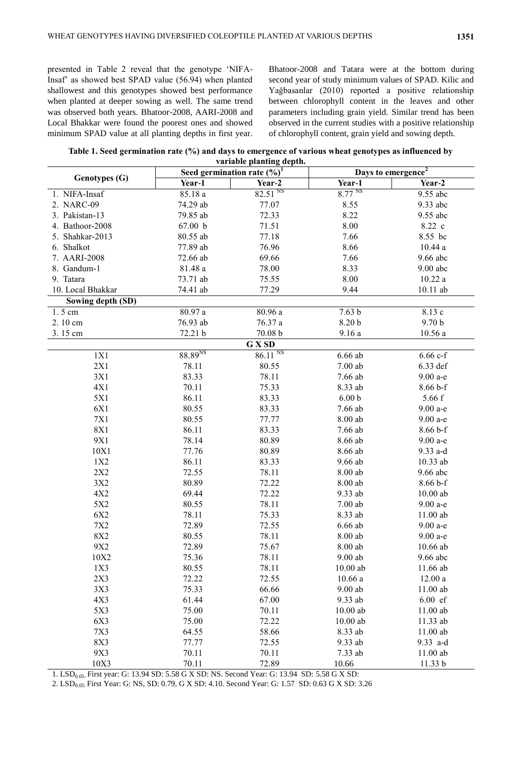presented in Table 2 reveal that the genotype 'NIFA-Insaf' as showed best SPAD value (56.94) when planted shallowest and this genotypes showed best performance when planted at deeper sowing as well. The same trend was observed both years. Bhatoor-2008, AARI-2008 and Local Bhakkar were found the poorest ones and showed minimum SPAD value at all planting depths in first year. Bhatoor-2008 and Tatara were at the bottom during second year of study minimum values of SPAD. Kilic and Yağbasanlar (2010) reported a positive relationship between chlorophyll content in the leaves and other parameters including grain yield. Similar trend has been observed in the current studies with a positive relationship of chlorophyll content, grain yield and sowing depth.

**Table 1. Seed germination rate (%) and days to emergence of various wheat genotypes as influenced by variable planting depth.**

| Genotypes (G) | Seed germination rate (%)[1] | | Days to emergence[2] | |
|---|---|---|---|---|
| | Year-1 | Year-2 | Year-1 | Year-2 |
| 1. NIFA-Insaf | 85.18 a | 82.51 NS | 8.77 NS | 9.55 abc |
| 2. NARC-09 | 74.29 ab | 77.07 | 8.55 | 9.33 abc |
| 3. Pakistan-13 | 79.85 ab | 72.33 | 8.22 | 9.55 abc |
| 4. Bathoor-2008 | 67.00 b | 71.51 | 8.00 | 8.22 c |
| 5. Shahkar-2013 | 80.55 ab | 77.18 | 7.66 | 8.55 bc |
| 6. Shalkot | 77.89 ab | 76.96 | 8.66 | 10.44 a |
| 7. AARI-2008 | 72.66 ab | 69.66 | 7.66 | 9.66 abc |
| 8. Gandum-1 | 81.48 a | 78.00 | 8.33 | 9.00 abc |
| 9. Tatara | 73.71 ab | 75.55 | 8.00 | 10.22 a |
| 10. Local Bhakkar | 74.41 ab | 77.29 | 9.44 | 10.11 ab |
| **Sowing depth (SD)** | | | | |
| 1. 5 cm | 80.97 a | 80.96 a | 7.63 b | 8.13 c |
| 2. 10 cm | 76.93 ab | 76.37 a | 8.20 b | 9.70 b |
| 3. 15 cm | 72.21 b | 70.08 b | 9.16 a | 10.56 a |
| **G X SD** | | | | |
| 1X1 | 88.89 NS | 86.11 NS | 6.66 ab | 6.66 c-f |
| 2X1 | 78.11 | 80.55 | 7.00 ab | 6.33 def |
| 3X1 | 83.33 | 78.11 | 7.66 ab | 9.00 a-e |
| 4X1 | 70.11 | 75.33 | 8.33 ab | 8.66 b-f |
| 5X1 | 86.11 | 83.33 | 6.00 b | 5.66 f |
| 6X1 | 80.55 | 83.33 | 7.66 ab | 9.00 a-e |
| 7X1 | 80.55 | 77.77 | 8.00 ab | 9.00 a-e |
| 8X1 | 86.11 | 83.33 | 7.66 ab | 8.66 b-f |
| 9X1 | 78.14 | 80.89 | 8.66 ab | 9.00 a-e |
| 10X1 | 77.76 | 80.89 | 8.66 ab | 9.33 a-d |
| 1X2 | 86.11 | 83.33 | 9.66 ab | 10.33 ab |
| 2X2 | 72.55 | 78.11 | 8.00 ab | 9.66 abc |
| 3X2 | 80.89 | 72.22 | 8.00 ab | 8.66 b-f |
| 4X2 | 69.44 | 72.22 | 9.33 ab | 10.00 ab |
| 5X2 | 80.55 | 78.11 | 7.00 ab | 9.00 a-e |
| 6X2 | 78.11 | 75.33 | 8.33 ab | 11.00 ab |
| 7X2 | 72.89 | 72.55 | 6.66 ab | 9.00 a-e |
| 8X2 | 80.55 | 78.11 | 8.00 ab | 9.00 a-e |
| 9X2 | 72.89 | 75.67 | 8.00 ab | 10.66 ab |
| 10X2 | 75.36 | 78.11 | 9.00 ab | 9.66 abc |
| 1X3 | 80.55 | 78.11 | 10.00 ab | 11.66 ab |
| 2X3 | 72.22 | 72.55 | 10.66 a | 12.00 a |
| 3X3 | 75.33 | 66.66 | 9.00 ab | 11.00 ab |
| 4X3 | 61.44 | 67.00 | 9.33 ab | 6.00 ef |
| 5X3 | 75.00 | 70.11 | 10.00 ab | 11.00 ab |
| 6X3 | 75.00 | 72.22 | 10.00 ab | 11.33 ab |
| 7X3 | 64.55 | 58.66 | 8.33 ab | 11.00 ab |
| 8X3 | 77.77 | 72.55 | 9.33 ab | 9.33 a-d |
| 9X3 | 70.11 | 70.11 | 7.33 ab | 11.00 ab |
| 10X3 | 70.11 | 72.89 | 10.66 | 11.33 b |

1. $LSD_{0.05}$. First year: G: 13.94 SD: 5.58 G X SD: NS. Second Year: G: 13.94 SD: 5.58 G X SD:

2. $LSD_{0.05}$. First Year: G: NS, SD: 0.79, G X SD: 4.10. Second Year: G: 1.57 SD: 0.63 G X SD: 3.26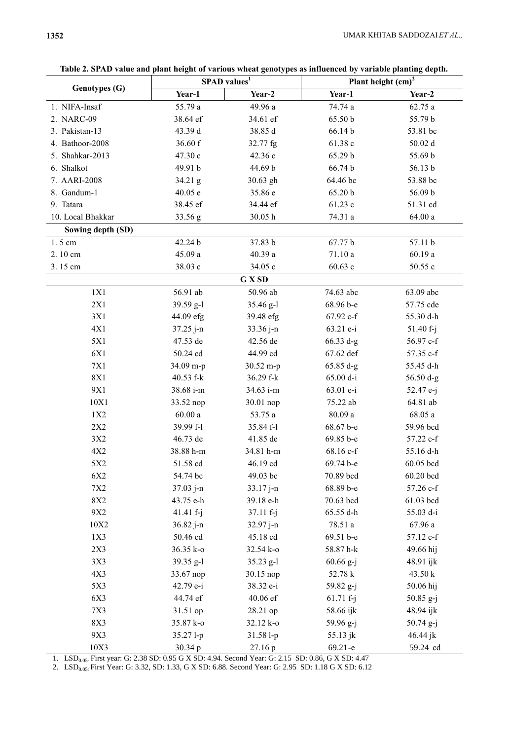**Table 2. SPAD value and plant height of various wheat genotypes as influenced by variable planting depth.**

| Genotypes (G) | SPAD values[1] | | Plant height (cm)[2] | |
|---|---|---|---|---|
| | Year-1 | Year-2 | Year-1 | Year-2 |
| 1. NIFA-Insaf | 55.79 a | 49.96 a | 74.74 a | 62.75 a |
| 2. NARC-09 | 38.64 ef | 34.61 ef | 65.50 b | 55.79 b |
| 3. Pakistan-13 | 43.39 d | 38.85 d | 66.14 b | 53.81 bc |
| 4. Bathoor-2008 | 36.60 f | 32.77 fg | 61.38 c | 50.02 d |
| 5. Shahkar-2013 | 47.30 c | 42.36 c | 65.29 b | 55.69 b |
| 6. Shalkot | 49.91 b | 44.69 b | 66.74 b | 56.13 b |
| 7. AARI-2008 | 34.21 g | 30.63 gh | 64.46 bc | 53.88 bc |
| 8. Gandum-1 | 40.05 e | 35.86 e | 65.20 b | 56.09 b |
| 9. Tatara | 38.45 ef | 34.44 ef | 61.23 c | 51.31 cd |
| 10. Local Bhakkar | 33.56 g | 30.05 h | 74.31 a | 64.00 a |
| **Sowing depth (SD)** | | | | |
| 1. 5 cm | 42.24 b | 37.83 b | 67.77 b | 57.11 b |
| 2. 10 cm | 45.09 a | 40.39 a | 71.10 a | 60.19 a |
| 3. 15 cm | 38.03 c | 34.05 c | 60.63 c | 50.55 c |
| **G X SD** | | | | |
| 1X1 | 56.91 ab | 50.96 ab | 74.63 abc | 63.09 abc |
| 2X1 | 39.59 g-l | 35.46 g-l | 68.96 b-e | 57.75 cde |
| 3X1 | 44.09 efg | 39.48 efg | 67.92 c-f | 55.30 d-h |
| 4X1 | 37.25 j-n | 33.36 j-n | 63.21 e-i | 51.40 f-j |
| 5X1 | 47.53 de | 42.56 de | 66.33 d-g | 56.97 c-f |
| 6X1 | 50.24 cd | 44.99 cd | 67.62 def | 57.35 c-f |
| 7X1 | 34.09 m-p | 30.52 m-p | 65.85 d-g | 55.45 d-h |
| 8X1 | 40.53 f-k | 36.29 f-k | 65.00 d-i | 56.50 d-g |
| 9X1 | 38.68 i-m | 34.63 i-m | 63.01 e-i | 52.47 e-j |
| 10X1 | 33.52 nop | 30.01 nop | 75.22 ab | 64.81 ab |
| 1X2 | 60.00 a | 53.75 a | 80.09 a | 68.05 a |
| 2X2 | 39.99 f-l | 35.84 f-l | 68.67 b-e | 59.96 bcd |
| 3X2 | 46.73 de | 41.85 de | 69.85 b-e | 57.22 c-f |
| 4X2 | 38.88 h-m | 34.81 h-m | 68.16 c-f | 55.16 d-h |
| 5X2 | 51.58 cd | 46.19 cd | 69.74 b-e | 60.05 bcd |
| 6X2 | 54.74 bc | 49.03 bc | 70.89 bcd | 60.20 bcd |
| 7X2 | 37.03 j-n | 33.17 j-n | 68.89 b-e | 57.26 c-f |
| 8X2 | 43.75 e-h | 39.18 e-h | 70.63 bcd | 61.03 bcd |
| 9X2 | 41.41 f-j | 37.11 f-j | 65.55 d-h | 55.03 d-i |
| 10X2 | 36.82 j-n | 32.97 j-n | 78.51 a | 67.96 a |
| 1X3 | 50.46 cd | 45.18 cd | 69.51 b-e | 57.12 c-f |
| 2X3 | 36.35 k-o | 32.54 k-o | 58.87 h-k | 49.66 hij |
| 3X3 | 39.35 g-l | 35.23 g-l | 60.66 g-j | 48.91 ijk |
| 4X3 | 33.67 nop | 30.15 nop | 52.78 k | 43.50 k |
| 5X3 | 42.79 e-i | 38.32 e-i | 59.82 g-j | 50.06 hij |
| 6X3 | 44.74 ef | 40.06 ef | 61.71 f-j | 50.85 g-j |
| 7X3 | 31.51 op | 28.21 op | 58.66 ijk | 48.94 ijk |
| 8X3 | 35.87 k-o | 32.12 k-o | 59.96 g-j | 50.74 g-j |
| 9X3 | 35.27 l-p | 31.58 l-p | 55.13 jk | 46.44 jk |
| 10X3 | 30.34 p | 27.16 p | 69.21-e | 59.24 cd |

1. $LSD_{0.05}$ First year: G: 2.38 SD: 0.95 G X SD: 4.94. Second Year: G: 2.15 SD: 0.86, G X SD: 4.47
2. $LSD_{0.05}$ First Year: G: 3.32, SD: 1.33, G X SD: 6.88. Second Year: G: 2.95 SD: 1.18 G X SD: 6.12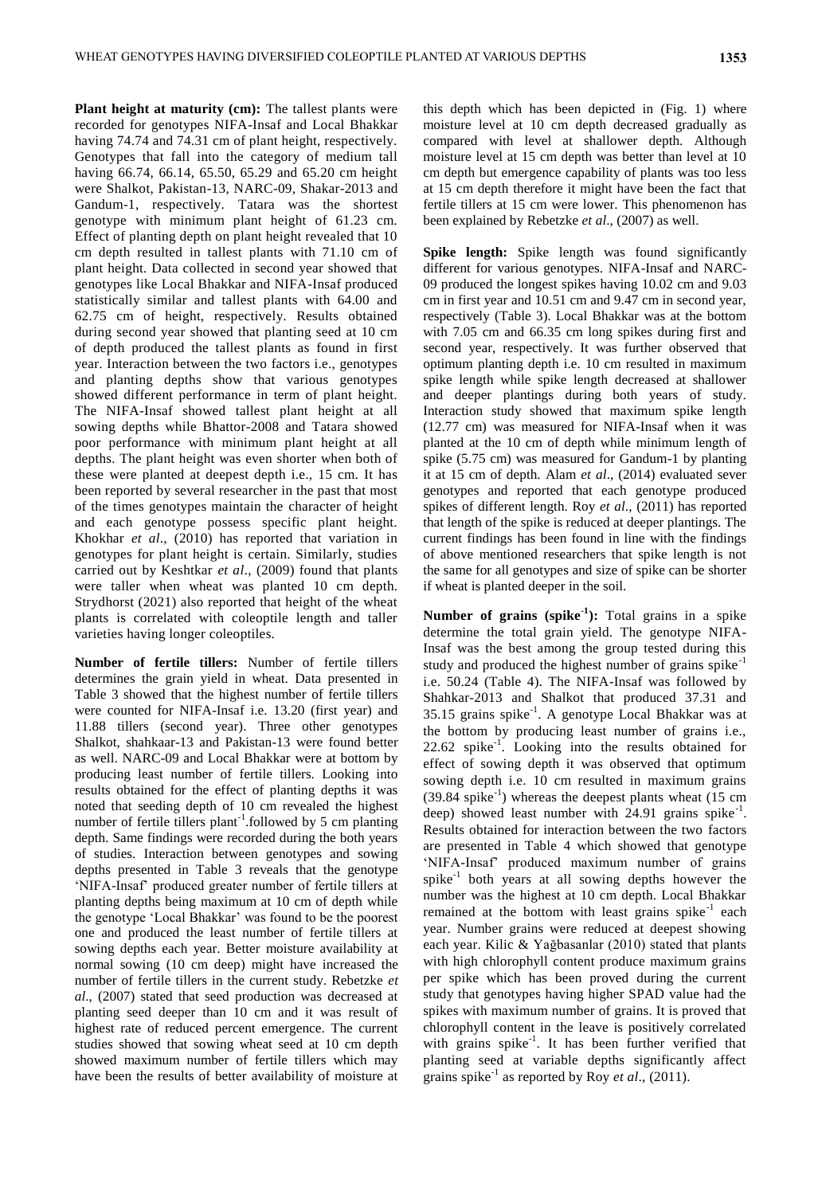**Plant height at maturity (cm):** The tallest plants were recorded for genotypes NIFA-Insaf and Local Bhakkar having 74.74 and 74.31 cm of plant height, respectively. Genotypes that fall into the category of medium tall having 66.74, 66.14, 65.50, 65.29 and 65.20 cm height were Shalkot, Pakistan-13, NARC-09, Shakar-2013 and Gandum-1, respectively. Tatara was the shortest genotype with minimum plant height of 61.23 cm. Effect of planting depth on plant height revealed that 10 cm depth resulted in tallest plants with 71.10 cm of plant height. Data collected in second year showed that genotypes like Local Bhakkar and NIFA-Insaf produced statistically similar and tallest plants with 64.00 and 62.75 cm of height, respectively. Results obtained during second year showed that planting seed at 10 cm of depth produced the tallest plants as found in first year. Interaction between the two factors i.e., genotypes and planting depths show that various genotypes showed different performance in term of plant height. The NIFA-Insaf showed tallest plant height at all sowing depths while Bhattor-2008 and Tatara showed poor performance with minimum plant height at all depths. The plant height was even shorter when both of these were planted at deepest depth i.e., 15 cm. It has been reported by several researcher in the past that most of the times genotypes maintain the character of height and each genotype possess specific plant height. Khokhar *et al*., (2010) has reported that variation in genotypes for plant height is certain. Similarly, studies carried out by Keshtkar *et al*., (2009) found that plants were taller when wheat was planted 10 cm depth. Strydhorst (2021) also reported that height of the wheat plants is correlated with coleoptile length and taller varieties having longer coleoptiles.

**Number of fertile tillers:** Number of fertile tillers determines the grain yield in wheat. Data presented in Table 3 showed that the highest number of fertile tillers were counted for NIFA-Insaf i.e. 13.20 (first year) and 11.88 tillers (second year). Three other genotypes Shalkot, shahkaar-13 and Pakistan-13 were found better as well. NARC-09 and Local Bhakkar were at bottom by producing least number of fertile tillers. Looking into results obtained for the effect of planting depths it was noted that seeding depth of 10 cm revealed the highest number of fertile tillers plant$^{-1}$.followed by 5 cm planting depth. Same findings were recorded during the both years of studies. Interaction between genotypes and sowing depths presented in Table 3 reveals that the genotype 'NIFA-Insaf' produced greater number of fertile tillers at planting depths being maximum at 10 cm of depth while the genotype 'Local Bhakkar' was found to be the poorest one and produced the least number of fertile tillers at sowing depths each year. Better moisture availability at normal sowing (10 cm deep) might have increased the number of fertile tillers in the current study. Rebetzke *et al*., (2007) stated that seed production was decreased at planting seed deeper than 10 cm and it was result of highest rate of reduced percent emergence. The current studies showed that sowing wheat seed at 10 cm depth showed maximum number of fertile tillers which may have been the results of better availability of moisture at this depth which has been depicted in (Fig. 1) where moisture level at 10 cm depth decreased gradually as compared with level at shallower depth. Although moisture level at 15 cm depth was better than level at 10 cm depth but emergence capability of plants was too less at 15 cm depth therefore it might have been the fact that fertile tillers at 15 cm were lower. This phenomenon has been explained by Rebetzke *et al*., (2007) as well.

**Spike length:** Spike length was found significantly different for various genotypes. NIFA-Insaf and NARC-09 produced the longest spikes having 10.02 cm and 9.03 cm in first year and 10.51 cm and 9.47 cm in second year, respectively (Table 3). Local Bhakkar was at the bottom with 7.05 cm and 66.35 cm long spikes during first and second year, respectively. It was further observed that optimum planting depth i.e. 10 cm resulted in maximum spike length while spike length decreased at shallower and deeper plantings during both years of study. Interaction study showed that maximum spike length (12.77 cm) was measured for NIFA-Insaf when it was planted at the 10 cm of depth while minimum length of spike (5.75 cm) was measured for Gandum-1 by planting it at 15 cm of depth. Alam *et al*., (2014) evaluated sever genotypes and reported that each genotype produced spikes of different length. Roy *et al*., (2011) has reported that length of the spike is reduced at deeper plantings. The current findings has been found in line with the findings of above mentioned researchers that spike length is not the same for all genotypes and size of spike can be shorter if wheat is planted deeper in the soil.

**Number of grains (spike$^{-1}$):** Total grains in a spike determine the total grain yield. The genotype NIFA-Insaf was the best among the group tested during this study and produced the highest number of grains spike$^{-1}$ i.e. 50.24 (Table 4). The NIFA-Insaf was followed by Shahkar-2013 and Shalkot that produced 37.31 and 35.15 grains spike$^{-1}$. A genotype Local Bhakkar was at the bottom by producing least number of grains i.e., 22.62 spike$^{-1}$. Looking into the results obtained for effect of sowing depth it was observed that optimum sowing depth i.e. 10 cm resulted in maximum grains (39.84 spike$^{-1}$) whereas the deepest plants wheat (15 cm deep) showed least number with 24.91 grains spike$^{-1}$. Results obtained for interaction between the two factors are presented in Table 4 which showed that genotype 'NIFA-Insaf' produced maximum number of grains spike$^{-1}$ both years at all sowing depths however the number was the highest at 10 cm depth. Local Bhakkar remained at the bottom with least grains spike$^{-1}$ each year. Number grains were reduced at deepest showing each year. Kilic & Yağbasanlar (2010) stated that plants with high chlorophyll content produce maximum grains per spike which has been proved during the current study that genotypes having higher SPAD value had the spikes with maximum number of grains. It is proved that chlorophyll content in the leave is positively correlated with grains spike$^{-1}$. It has been further verified that planting seed at variable depths significantly affect grains spike$^{-1}$ as reported by Roy *et al*., (2011).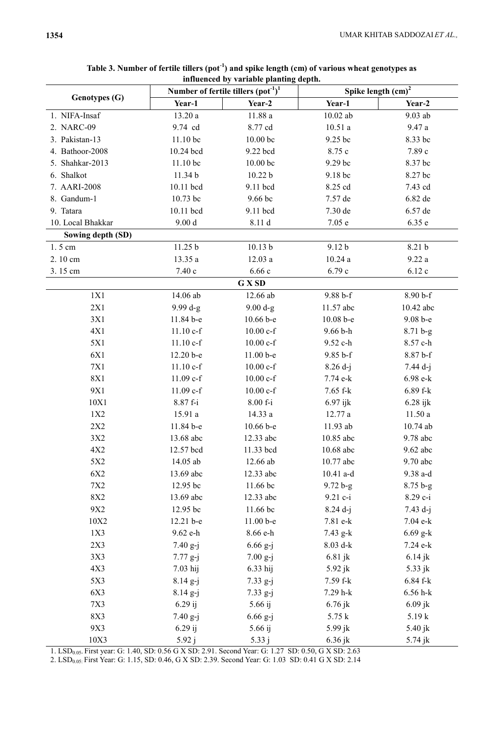**Table 3. Number of fertile tillers ($pot^{-1}$) and spike length (cm) of various wheat genotypes as influenced by variable planting depth.**

| Genotypes (G) | Number of fertile tillers ($pot^{-1}$)[1] | | Spike length (cm)[2] | |
|---|---|---|---|---|
| | Year-1 | Year-2 | Year-1 | Year-2 |
| 1. NIFA-Insaf | 13.20 a | 11.88 a | 10.02 ab | 9.03 ab |
| 2. NARC-09 | 9.74 cd | 8.77 cd | 10.51 a | 9.47 a |
| 3. Pakistan-13 | 11.10 bc | 10.00 bc | 9.25 bc | 8.33 bc |
| 4. Bathoor-2008 | 10.24 bcd | 9.22 bcd | 8.75 c | 7.89 c |
| 5. Shahkar-2013 | 11.10 bc | 10.00 bc | 9.29 bc | 8.37 bc |
| 6. Shalkot | 11.34 b | 10.22 b | 9.18 bc | 8.27 bc |
| 7. AARI-2008 | 10.11 bcd | 9.11 bcd | 8.25 cd | 7.43 cd |
| 8. Gandum-1 | 10.73 bc | 9.66 bc | 7.57 de | 6.82 de |
| 9. Tatara | 10.11 bcd | 9.11 bcd | 7.30 de | 6.57 de |
| 10. Local Bhakkar | 9.00 d | 8.11 d | 7.05 e | 6.35 e |
| **Sowing depth (SD)** | | | | |
| 1. 5 cm | 11.25 b | 10.13 b | 9.12 b | 8.21 b |
| 2. 10 cm | 13.35 a | 12.03 a | 10.24 a | 9.22 a |
| 3. 15 cm | 7.40 c | 6.66 c | 6.79 c | 6.12 c |
| **G X SD** | | | | |
| 1X1 | 14.06 ab | 12.66 ab | 9.88 b-f | 8.90 b-f |
| 2X1 | 9.99 d-g | 9.00 d-g | 11.57 abc | 10.42 abc |
| 3X1 | 11.84 b-e | 10.66 b-e | 10.08 b-e | 9.08 b-e |
| 4X1 | 11.10 c-f | 10.00 c-f | 9.66 b-h | 8.71 b-g |
| 5X1 | 11.10 c-f | 10.00 c-f | 9.52 c-h | 8.57 c-h |
| 6X1 | 12.20 b-e | 11.00 b-e | 9.85 b-f | 8.87 b-f |
| 7X1 | 11.10 c-f | 10.00 c-f | 8.26 d-j | 7.44 d-j |
| 8X1 | 11.09 c-f | 10.00 c-f | 7.74 e-k | 6.98 e-k |
| 9X1 | 11.09 c-f | 10.00 c-f | 7.65 f-k | 6.89 f-k |
| 10X1 | 8.87 f-i | 8.00 f-i | 6.97 ijk | 6.28 ijk |
| 1X2 | 15.91 a | 14.33 a | 12.77 a | 11.50 a |
| 2X2 | 11.84 b-e | 10.66 b-e | 11.93 ab | 10.74 ab |
| 3X2 | 13.68 abc | 12.33 abc | 10.85 abc | 9.78 abc |
| 4X2 | 12.57 bcd | 11.33 bcd | 10.68 abc | 9.62 abc |
| 5X2 | 14.05 ab | 12.66 ab | 10.77 abc | 9.70 abc |
| 6X2 | 13.69 abc | 12.33 abc | 10.41 a-d | 9.38 a-d |
| 7X2 | 12.95 bc | 11.66 bc | 9.72 b-g | 8.75 b-g |
| 8X2 | 13.69 abc | 12.33 abc | 9.21 c-i | 8.29 c-i |
| 9X2 | 12.95 bc | 11.66 bc | 8.24 d-j | 7.43 d-j |
| 10X2 | 12.21 b-e | 11.00 b-e | 7.81 e-k | 7.04 e-k |
| 1X3 | 9.62 e-h | 8.66 e-h | 7.43 g-k | 6.69 g-k |
| 2X3 | 7.40 g-j | 6.66 g-j | 8.03 d-k | 7.24 e-k |
| 3X3 | 7.77 g-j | 7.00 g-j | 6.81 jk | 6.14 jk |
| 4X3 | 7.03 hij | 6.33 hij | 5.92 jk | 5.33 jk |
| 5X3 | 8.14 g-j | 7.33 g-j | 7.59 f-k | 6.84 f-k |
| 6X3 | 8.14 g-j | 7.33 g-j | 7.29 h-k | 6.56 h-k |
| 7X3 | 6.29 ij | 5.66 ij | 6.76 jk | 6.09 jk |
| 8X3 | 7.40 g-j | 6.66 g-j | 5.75 k | 5.19 k |
| 9X3 | 6.29 ij | 5.66 ij | 5.99 jk | 5.40 jk |
| 10X3 | 5.92 j | 5.33 j | 6.36 jk | 5.74 jk |

1. $LSD_{0.05}$. First year: G: 1.40, SD: 0.56 G X SD: 2.91. Second Year: G: 1.27 SD: 0.50, G X SD: 2.63

2. $LSD_{0.05}$. First Year: G: 1.15, SD: 0.46, G X SD: 2.39. Second Year: G: 1.03 SD: 0.41 G X SD: 2.14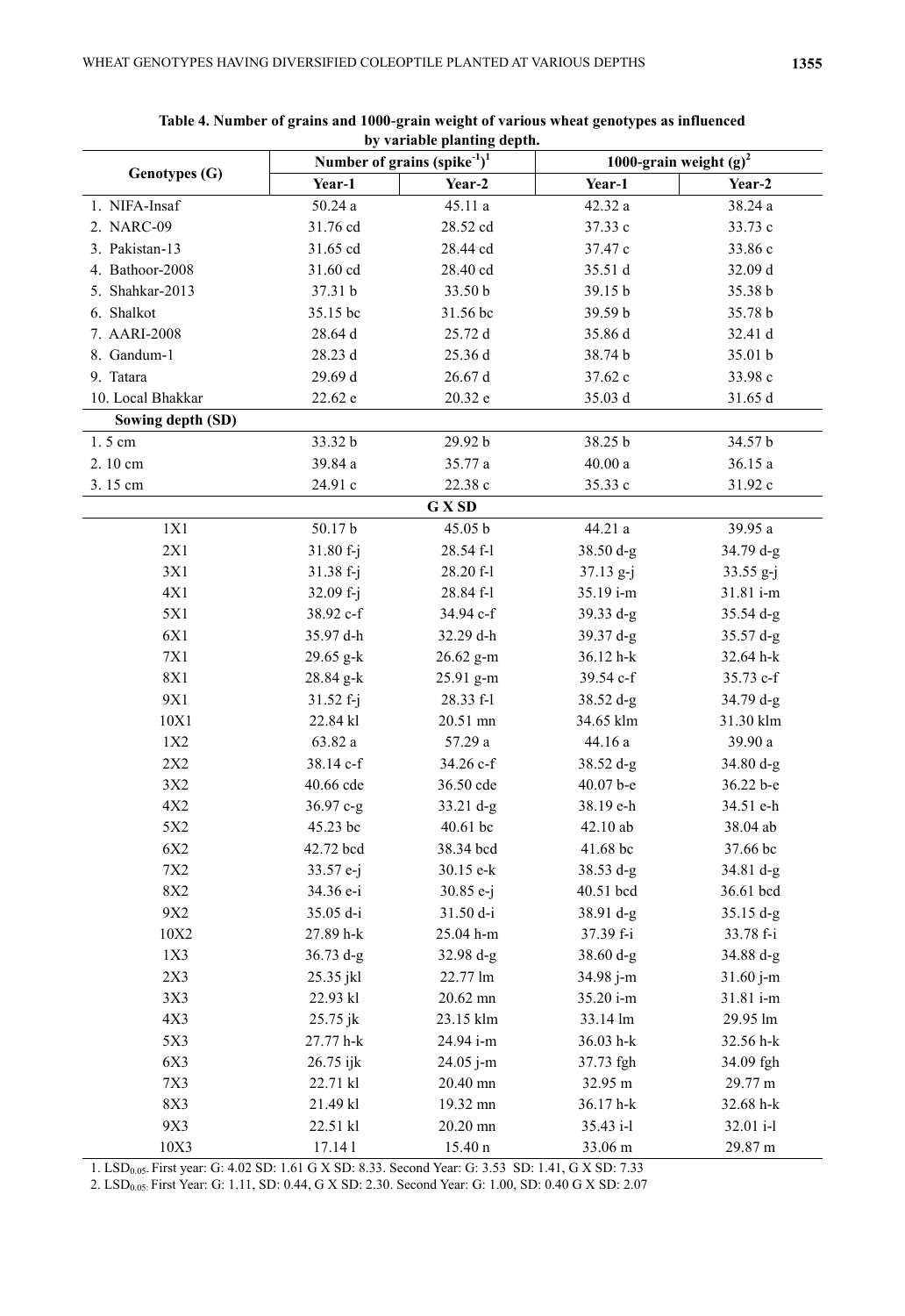**Table 4. Number of grains and 1000-grain weight of various wheat genotypes as influenced by variable planting depth.**

| Genotypes (G) | Number of grains ($spike^{-1}$)[1] | | 1000-grain weight (g)[2] | |
|---|---|---|---|---|
| | Year-1 | Year-2 | Year-1 | Year-2 |
| 1. NIFA-Insaf | 50.24 a | 45.11 a | 42.32 a | 38.24 a |
| 2. NARC-09 | 31.76 cd | 28.52 cd | 37.33 c | 33.73 c |
| 3. Pakistan-13 | 31.65 cd | 28.44 cd | 37.47 c | 33.86 c |
| 4. Bathoor-2008 | 31.60 cd | 28.40 cd | 35.51 d | 32.09 d |
| 5. Shahkar-2013 | 37.31 b | 33.50 b | 39.15 b | 35.38 b |
| 6. Shalkot | 35.15 bc | 31.56 bc | 39.59 b | 35.78 b |
| 7. AARI-2008 | 28.64 d | 25.72 d | 35.86 d | 32.41 d |
| 8. Gandum-1 | 28.23 d | 25.36 d | 38.74 b | 35.01 b |
| 9. Tatara | 29.69 d | 26.67 d | 37.62 c | 33.98 c |
| 10. Local Bhakkar | 22.62 e | 20.32 e | 35.03 d | 31.65 d |
| **Sowing depth (SD)** | | | | |
| 1. 5 cm | 33.32 b | 29.92 b | 38.25 b | 34.57 b |
| 2. 10 cm | 39.84 a | 35.77 a | 40.00 a | 36.15 a |
| 3. 15 cm | 24.91 c | 22.38 c | 35.33 c | 31.92 c |
| **G X SD** | | | | |
| 1X1 | 50.17 b | 45.05 b | 44.21 a | 39.95 a |
| 2X1 | 31.80 f-j | 28.54 f-l | 38.50 d-g | 34.79 d-g |
| 3X1 | 31.38 f-j | 28.20 f-l | 37.13 g-j | 33.55 g-j |
| 4X1 | 32.09 f-j | 28.84 f-l | 35.19 i-m | 31.81 i-m |
| 5X1 | 38.92 c-f | 34.94 c-f | 39.33 d-g | 35.54 d-g |
| 6X1 | 35.97 d-h | 32.29 d-h | 39.37 d-g | 35.57 d-g |
| 7X1 | 29.65 g-k | 26.62 g-m | 36.12 h-k | 32.64 h-k |
| 8X1 | 28.84 g-k | 25.91 g-m | 39.54 c-f | 35.73 c-f |
| 9X1 | 31.52 f-j | 28.33 f-l | 38.52 d-g | 34.79 d-g |
| 10X1 | 22.84 kl | 20.51 mn | 34.65 klm | 31.30 klm |
| 1X2 | 63.82 a | 57.29 a | 44.16 a | 39.90 a |
| 2X2 | 38.14 c-f | 34.26 c-f | 38.52 d-g | 34.80 d-g |
| 3X2 | 40.66 cde | 36.50 cde | 40.07 b-e | 36.22 b-e |
| 4X2 | 36.97 c-g | 33.21 d-g | 38.19 e-h | 34.51 e-h |
| 5X2 | 45.23 bc | 40.61 bc | 42.10 ab | 38.04 ab |
| 6X2 | 42.72 bcd | 38.34 bcd | 41.68 bc | 37.66 bc |
| 7X2 | 33.57 e-j | 30.15 e-k | 38.53 d-g | 34.81 d-g |
| 8X2 | 34.36 e-i | 30.85 e-j | 40.51 bcd | 36.61 bcd |
| 9X2 | 35.05 d-i | 31.50 d-i | 38.91 d-g | 35.15 d-g |
| 10X2 | 27.89 h-k | 25.04 h-m | 37.39 f-i | 33.78 f-i |
| 1X3 | 36.73 d-g | 32.98 d-g | 38.60 d-g | 34.88 d-g |
| 2X3 | 25.35 jkl | 22.77 lm | 34.98 j-m | 31.60 j-m |
| 3X3 | 22.93 kl | 20.62 mn | 35.20 i-m | 31.81 i-m |
| 4X3 | 25.75 jk | 23.15 klm | 33.14 lm | 29.95 lm |
| 5X3 | 27.77 h-k | 24.94 i-m | 36.03 h-k | 32.56 h-k |
| 6X3 | 26.75 ijk | 24.05 j-m | 37.73 fgh | 34.09 fgh |
| 7X3 | 22.71 kl | 20.40 mn | 32.95 m | 29.77 m |
| 8X3 | 21.49 kl | 19.32 mn | 36.17 h-k | 32.68 h-k |
| 9X3 | 22.51 kl | 20.20 mn | 35.43 i-l | 32.01 i-l |
| 10X3 | 17.14 l | 15.40 n | 33.06 m | 29.87 m |

1. $LSD_{0.05}$. First year: G: 4.02 SD: 1.61 G X SD: 8.33. Second Year: G: 3.53 SD: 1.41, G X SD: 7.33

2. $LSD_{0.05}$. First Year: G: 1.11, SD: 0.44, G X SD: 2.30. Second Year: G: 1.00, SD: 0.40 G X SD: 2.07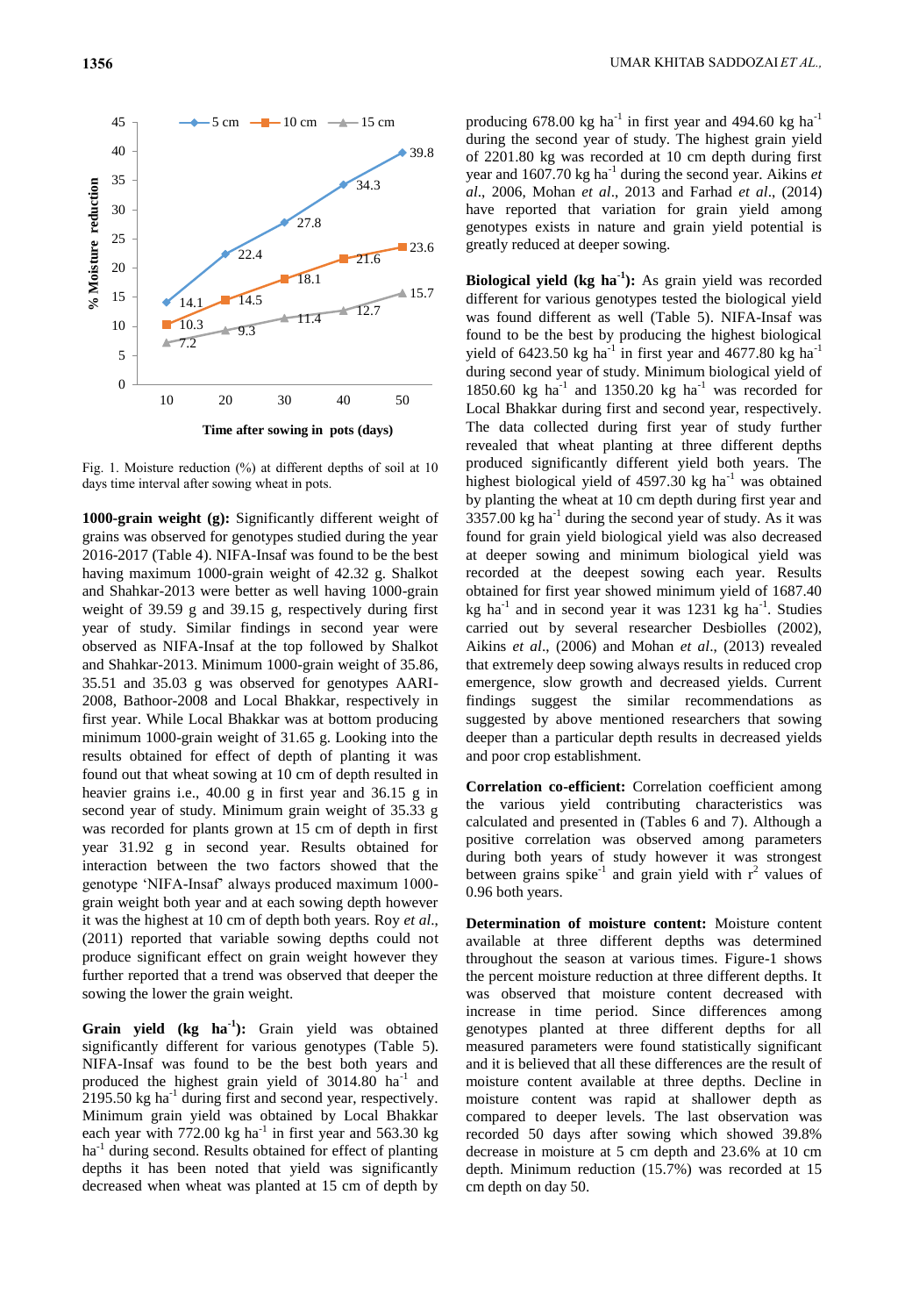Fig. 1. Moisture reduction (%) at different depths of soil at 10 days time interval after sowing wheat in pots.

**1000-grain weight (g):** Significantly different weight of grains was observed for genotypes studied during the year 2016-2017 (Table 4). NIFA-Insaf was found to be the best having maximum 1000-grain weight of 42.32 g. Shalkot and Shahkar-2013 were better as well having 1000-grain weight of 39.59 g and 39.15 g, respectively during first year of study. Similar findings in second year were observed as NIFA-Insaf at the top followed by Shalkot and Shahkar-2013. Minimum 1000-grain weight of 35.86, 35.51 and 35.03 g was observed for genotypes AARI-2008, Bathoor-2008 and Local Bhakkar, respectively in first year. While Local Bhakkar was at bottom producing minimum 1000-grain weight of 31.65 g. Looking into the results obtained for effect of depth of planting it was found out that wheat sowing at 10 cm of depth resulted in heavier grains i.e., 40.00 g in first year and 36.15 g in second year of study. Minimum grain weight of 35.33 g was recorded for plants grown at 15 cm of depth in first year 31.92 g in second year. Results obtained for interaction between the two factors showed that the genotype 'NIFA-Insaf' always produced maximum 1000-grain weight both year and at each sowing depth however it was the highest at 10 cm of depth both years. Roy *et al.*, (2011) reported that variable sowing depths could not produce significant effect on grain weight however they further reported that a trend was observed that deeper the sowing the lower the grain weight.

**Grain yield (kg ha$^{-1}$):** Grain yield was obtained significantly different for various genotypes (Table 5). NIFA-Insaf was found to be the best both years and produced the highest grain yield of 3014.80 ha$^{-1}$ and 2195.50 kg ha$^{-1}$ during first and second year, respectively. Minimum grain yield was obtained by Local Bhakkar each year with 772.00 kg ha$^{-1}$ in first year and 563.30 kg ha$^{-1}$ during second. Results obtained for effect of planting depths it has been noted that yield was significantly decreased when wheat was planted at 15 cm of depth by producing 678.00 kg ha$^{-1}$ in first year and 494.60 kg ha$^{-1}$ during the second year of study. The highest grain yield of 2201.80 kg was recorded at 10 cm depth during first year and 1607.70 kg ha$^{-1}$ during the second year. Aikins *et al.*, 2006, Mohan *et al.*, 2013 and Farhad *et al.*, (2014) have reported that variation for grain yield among genotypes exists in nature and grain yield potential is greatly reduced at deeper sowing.

**Biological yield (kg ha$^{-1}$):** As grain yield was recorded different for various genotypes tested the biological yield was found different as well (Table 5). NIFA-Insaf was found to be the best by producing the highest biological yield of 6423.50 kg ha$^{-1}$ in first year and 4677.80 kg ha$^{-1}$ during second year of study. Minimum biological yield of 1850.60 kg ha$^{-1}$ and 1350.20 kg ha$^{-1}$ was recorded for Local Bhakkar during first and second year, respectively. The data collected during first year of study further revealed that wheat planting at three different depths produced significantly different yield both years. The highest biological yield of 4597.30 kg ha$^{-1}$ was obtained by planting the wheat at 10 cm depth during first year and 3357.00 kg ha$^{-1}$ during the second year of study. As it was found for grain yield biological yield was also decreased at deeper sowing and minimum biological yield was recorded at the deepest sowing each year. Results obtained for first year showed minimum yield of 1687.40 kg ha$^{-1}$ and in second year it was 1231 kg ha$^{-1}$. Studies carried out by several researcher Desbiolles (2002), Aikins *et al.*, (2006) and Mohan *et al.*, (2013) revealed that extremely deep sowing always results in reduced crop emergence, slow growth and decreased yields. Current findings suggest the similar recommendations as suggested by above mentioned researchers that sowing deeper than a particular depth results in decreased yields and poor crop establishment.

**Correlation co-efficient:** Correlation coefficient among the various yield contributing characteristics was calculated and presented in (Tables 6 and 7). Although a positive correlation was observed among parameters during both years of study however it was strongest between grains spike$^{-1}$ and grain yield with $r^2$ values of 0.96 both years.

**Determination of moisture content:** Moisture content available at three different depths was determined throughout the season at various times. Figure-1 shows the percent moisture reduction at three different depths. It was observed that moisture content decreased with increase in time period. Since differences among genotypes planted at three different depths for all measured parameters were found statistically significant and it is believed that all these differences are the result of moisture content available at three depths. Decline in moisture content was rapid at shallower depth as compared to deeper levels. The last observation was recorded 50 days after sowing which showed 39.8% decrease in moisture at 5 cm depth and 23.6% at 10 cm depth. Minimum reduction (15.7%) was recorded at 15 cm depth on day 50.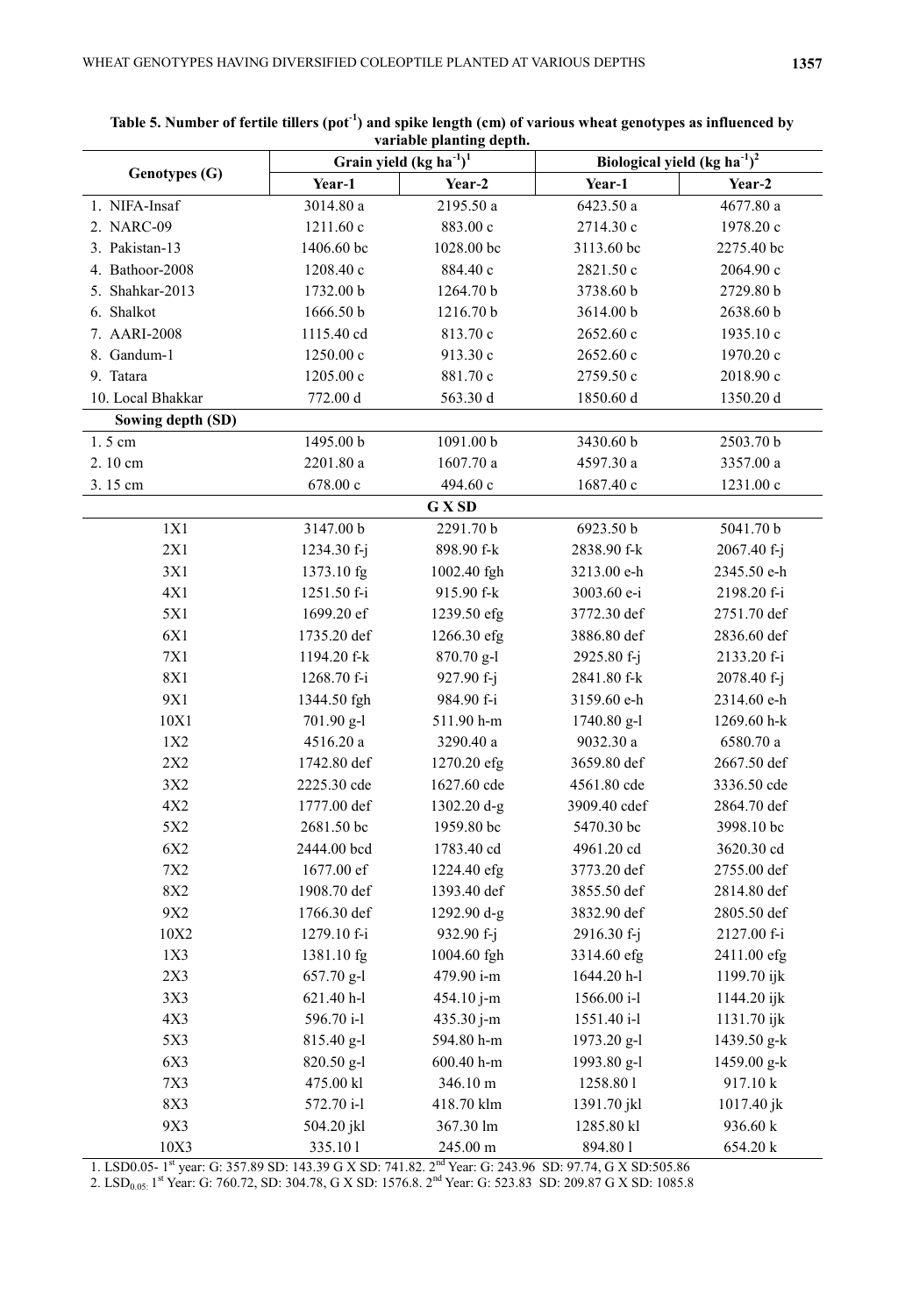**Table 5. Number of fertile tillers (pot$^{-1}$) and spike length (cm) of various wheat genotypes as influenced by variable planting depth.**

| Genotypes (G) | Grain yield (kg ha$^{-1}$)[1] | | Biological yield (kg ha$^{-1}$)[2] | |
|---|---|---|---|---|
| | Year-1 | Year-2 | Year-1 | Year-2 |
| 1. NIFA-Insaf | 3014.80 a | 2195.50 a | 6423.50 a | 4677.80 a |
| 2. NARC-09 | 1211.60 c | 883.00 c | 2714.30 c | 1978.20 c |
| 3. Pakistan-13 | 1406.60 bc | 1028.00 bc | 3113.60 bc | 2275.40 bc |
| 4. Bathoor-2008 | 1208.40 c | 884.40 c | 2821.50 c | 2064.90 c |
| 5. Shahkar-2013 | 1732.00 b | 1264.70 b | 3738.60 b | 2729.80 b |
| 6. Shalkot | 1666.50 b | 1216.70 b | 3614.00 b | 2638.60 b |
| 7. AARI-2008 | 1115.40 cd | 813.70 c | 2652.60 c | 1935.10 c |
| 8. Gandum-1 | 1250.00 c | 913.30 c | 2652.60 c | 1970.20 c |
| 9. Tatara | 1205.00 c | 881.70 c | 2759.50 c | 2018.90 c |
| 10. Local Bhakkar | 772.00 d | 563.30 d | 1850.60 d | 1350.20 d |
| **Sowing depth (SD)** | | | | |
| 1. 5 cm | 1495.00 b | 1091.00 b | 3430.60 b | 2503.70 b |
| 2. 10 cm | 2201.80 a | 1607.70 a | 4597.30 a | 3357.00 a |
| 3. 15 cm | 678.00 c | 494.60 c | 1687.40 c | 1231.00 c |
| **G X SD** | | | | |
| 1X1 | 3147.00 b | 2291.70 b | 6923.50 b | 5041.70 b |
| 2X1 | 1234.30 f-j | 898.90 f-k | 2838.90 f-k | 2067.40 f-j |
| 3X1 | 1373.10 fg | 1002.40 fgh | 3213.00 e-h | 2345.50 e-h |
| 4X1 | 1251.50 f-i | 915.90 f-k | 3003.60 e-i | 2198.20 f-i |
| 5X1 | 1699.20 ef | 1239.50 efg | 3772.30 def | 2751.70 def |
| 6X1 | 1735.20 def | 1266.30 efg | 3886.80 def | 2836.60 def |
| 7X1 | 1194.20 f-k | 870.70 g-l | 2925.80 f-j | 2133.20 f-i |
| 8X1 | 1268.70 f-i | 927.90 f-j | 2841.80 f-k | 2078.40 f-j |
| 9X1 | 1344.50 fgh | 984.90 f-i | 3159.60 e-h | 2314.60 e-h |
| 10X1 | 701.90 g-l | 511.90 h-m | 1740.80 g-l | 1269.60 h-k |
| 1X2 | 4516.20 a | 3290.40 a | 9032.30 a | 6580.70 a |
| 2X2 | 1742.80 def | 1270.20 efg | 3659.80 def | 2667.50 def |
| 3X2 | 2225.30 cde | 1627.60 cde | 4561.80 cde | 3336.50 cde |
| 4X2 | 1777.00 def | 1302.20 d-g | 3909.40 cdef | 2864.70 def |
| 5X2 | 2681.50 bc | 1959.80 bc | 5470.30 bc | 3998.10 bc |
| 6X2 | 2444.00 bcd | 1783.40 cd | 4961.20 cd | 3620.30 cd |
| 7X2 | 1677.00 ef | 1224.40 efg | 3773.20 def | 2755.00 def |
| 8X2 | 1908.70 def | 1393.40 def | 3855.50 def | 2814.80 def |
| 9X2 | 1766.30 def | 1292.90 d-g | 3832.90 def | 2805.50 def |
| 10X2 | 1279.10 f-i | 932.90 f-j | 2916.30 f-j | 2127.00 f-i |
| 1X3 | 1381.10 fg | 1004.60 fgh | 3314.60 efg | 2411.00 efg |
| 2X3 | 657.70 g-l | 479.90 i-m | 1644.20 h-l | 1199.70 ijk |
| 3X3 | 621.40 h-l | 454.10 j-m | 1566.00 i-l | 1144.20 ijk |
| 4X3 | 596.70 i-l | 435.30 j-m | 1551.40 i-l | 1131.70 ijk |
| 5X3 | 815.40 g-l | 594.80 h-m | 1973.20 g-l | 1439.50 g-k |
| 6X3 | 820.50 g-l | 600.40 h-m | 1993.80 g-l | 1459.00 g-k |
| 7X3 | 475.00 kl | 346.10 m | 1258.80 l | 917.10 k |
| 8X3 | 572.70 i-l | 418.70 klm | 1391.70 jkl | 1017.40 jk |
| 9X3 | 504.20 jkl | 367.30 lm | 1285.80 kl | 936.60 k |
| 10X3 | 335.10 l | 245.00 m | 894.80 l | 654.20 k |

1. LSD0.05- 1st year: G: 357.89 SD: 143.39 G X SD: 741.82. 2nd Year: G: 243.96 SD: 97.74, G X SD:505.86

2. $LSD_{0.05:}$ 1st Year: G: 760.72, SD: 304.78, G X SD: 1576.8. 2nd Year: G: 523.83 SD: 209.87 G X SD: 1085.8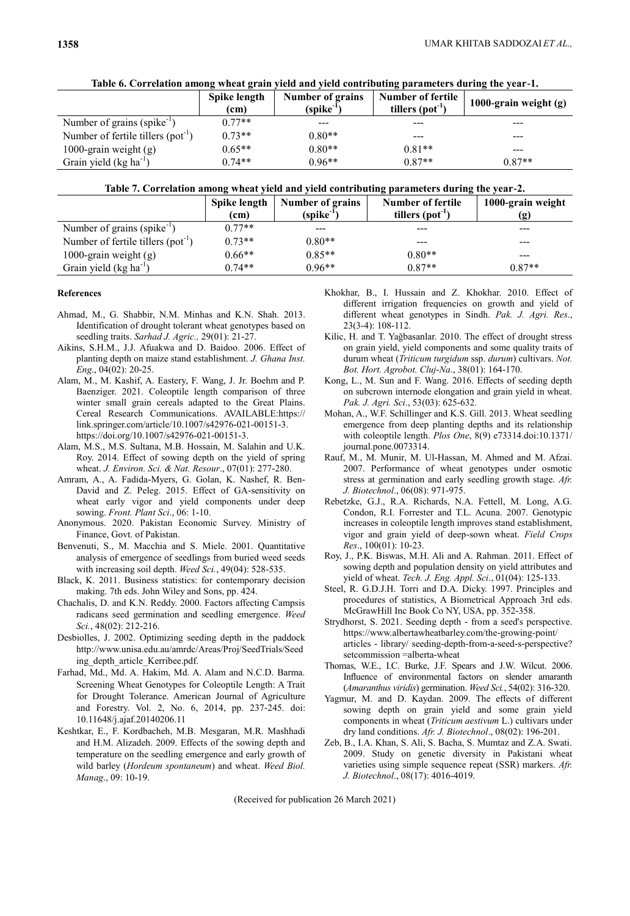**Table 6. Correlation among wheat grain yield and yield contributing parameters during the year-1.**

| | Spike length (cm) | Number of grains (spike$^{-1}$) | Number of fertile tillers (pot$^{-1}$) | 1000-grain weight (g) |
|---|---|---|---|---|
| Number of grains (spike$^{-1}$) | 0.77** | --- | --- | --- |
| Number of fertile tillers (pot$^{-1}$) | 0.73** | 0.80** | --- | --- |
| 1000-grain weight (g) | 0.65** | 0.80** | 0.81** | --- |
| Grain yield (kg ha$^{-1}$) | 0.74** | 0.96** | 0.87** | 0.87** |

**Table 7. Correlation among wheat yield and yield contributing parameters during the year-2.**

| | Spike length (cm) | Number of grains (spike$^{-1}$) | Number of fertile tillers (pot$^{-1}$) | 1000-grain weight (g) |
|---|---|---|---|---|
| Number of grains (spike$^{-1}$) | 0.77** | --- | --- | --- |
| Number of fertile tillers (pot$^{-1}$) | 0.73** | 0.80** | --- | --- |
| 1000-grain weight (g) | 0.66** | 0.85** | 0.80** | --- |
| Grain yield (kg ha$^{-1}$) | 0.74** | 0.96** | 0.87** | 0.87** |

**References**

Ahmad, M., G. Shabbir, N.M. Minhas and K.N. Shah. 2013. Identification of drought tolerant wheat genotypes based on seedling traits. *Sarhad J. Agric.,* 29(01): 21-27.

Aikins, S.H.M., J.J. Afuakwa and D. Baidoo. 2006. Effect of planting depth on maize stand establishment. *J. Ghana Inst. Eng*., 04(02): 20-25.

Alam, M., M. Kashif, A. Eastery, F. Wang, J. Jr. Boehm and P. Baenziger. 2021. Coleoptile length comparison of three winter small grain cereals adapted to the Great Plains. Cereal Research Communications. AVAILABLE:https://link.springer.com/article/10.1007/s42976-021-00151-3. https://doi.org/10.1007/s42976-021-00151-3.

Alam, M.S., M.S. Sultana, M.B. Hossain, M. Salahin and U.K. Roy. 2014. Effect of sowing depth on the yield of spring wheat. *J. Environ. Sci. & Nat. Resour*., 07(01): 277-280.

Amram, A., A. Fadida-Myers, G. Golan, K. Nashef, R. Ben-David and Z. Peleg. 2015. Effect of GA-sensitivity on wheat early vigor and yield components under deep sowing. *Front. Plant Sci*., 06: 1-10.

Anonymous. 2020. Pakistan Economic Survey. Ministry of Finance, Govt. of Pakistan.

Benvenuti, S., M. Macchia and S. Miele. 2001. Quantitative analysis of emergence of seedlings from buried weed seeds with increasing soil depth. *Weed Sci.*, 49(04): 528-535.

Black, K. 2011. Business statistics: for contemporary decision making. 7th eds. John Wiley and Sons, pp. 424.

Chachalis, D. and K.N. Reddy. 2000. Factors affecting Campsis radicans seed germination and seedling emergence. *Weed Sci.*, 48(02): 212-216.

Desbiolles, J. 2002. Optimizing seeding depth in the paddock http://www.unisa.edu.au/amrdc/Areas/Proj/SeedTrials/Seeding_depth_article_Kerribee.pdf.

Farhad, Md., Md. A. Hakim, Md. A. Alam and N.C.D. Barma. Screening Wheat Genotypes for Coleoptile Length: A Trait for Drought Tolerance. American Journal of Agriculture and Forestry. Vol. 2, No. 6, 2014, pp. 237-245. doi: 10.11648/j.ajaf.20140206.11

Keshtkar, E., F. Kordbacheh, M.B. Mesgaran, M.R. Mashhadi and H.M. Alizadeh. 2009. Effects of the sowing depth and temperature on the seedling emergence and early growth of wild barley (*Hordeum spontaneum*) and wheat. *Weed Biol. Manag*., 09: 10-19.

Khokhar, B., I. Hussain and Z. Khokhar. 2010. Effect of different irrigation frequencies on growth and yield of different wheat genotypes in Sindh. *Pak. J. Agri. Res*., 23(3-4): 108-112.

Kilic, H. and T. Yağbasanlar. 2010. The effect of drought stress on grain yield, yield components and some quality traits of durum wheat (*Triticum turgidum* ssp. *durum*) cultivars. *Not. Bot. Hort. Agrobot. Cluj-Na*., 38(01): 164-170.

Kong, L., M. Sun and F. Wang. 2016. Effects of seeding depth on subcrown internode elongation and grain yield in wheat. *Pak. J. Agri. Sci*., 53(03): 625-632.

Mohan, A., W.F. Schillinger and K.S. Gill. 2013. Wheat seedling emergence from deep planting depths and its relationship with coleoptile length. *Plos One*, 8(9) e73314.doi:10.1371/journal.pone.0073314.

Rauf, M., M. Munir, M. Ul-Hassan, M. Ahmed and M. Afzai. 2007. Performance of wheat genotypes under osmotic stress at germination and early seedling growth stage. *Afr. J. Biotechnol*., 06(08): 971-975.

Rebetzke, G.J., R.A. Richards, N.A. Fettell, M. Long, A.G. Condon, R.I. Forrester and T.L. Acuna. 2007. Genotypic increases in coleoptile length improves stand establishment, vigor and grain yield of deep-sown wheat. *Field Crops Res*., 100(01): 10-23.

Roy, J., P.K. Biswas, M.H. Ali and A. Rahman. 2011. Effect of sowing depth and population density on yield attributes and yield of wheat. *Tech. J. Eng. Appl. Sci*., 01(04): 125-133.

Steel, R. G.D.J.H. Torri and D.A. Dicky. 1997. Principles and procedures of statistics, A Biometrical Approach 3rd eds. McGrawHill Inc Book Co NY, USA, pp. 352-358.

Strydhorst, S. 2021. Seeding depth - from a seed's perspective. https://www.albertawheatbarley.com/the-growing-point/ articles - library/ seeding-depth-from-a-seed-s-perspective? setcommission =alberta-wheat

Thomas, W.E., I.C. Burke, J.F. Spears and J.W. Wilcut. 2006. Influence of environmental factors on slender amaranth (*Amaranthus viridis*) germination. *Weed Sci.*, 54(02): 316-320.

Yagmur, M. and D. Kaydan. 2009. The effects of different sowing depth on grain yield and some grain yield components in wheat (*Triticum aestivum* L.) cultivars under dry land conditions. *Afr. J. Biotechnol*., 08(02): 196-201.

Zeb, B., I.A. Khan, S. Ali, S. Bacha, S. Mumtaz and Z.A. Swati. 2009. Study on genetic diversity in Pakistani wheat varieties using simple sequence repeat (SSR) markers. *Afr. J. Biotechnol*., 08(17): 4016-4019.

(Received for publication 26 March 2021)